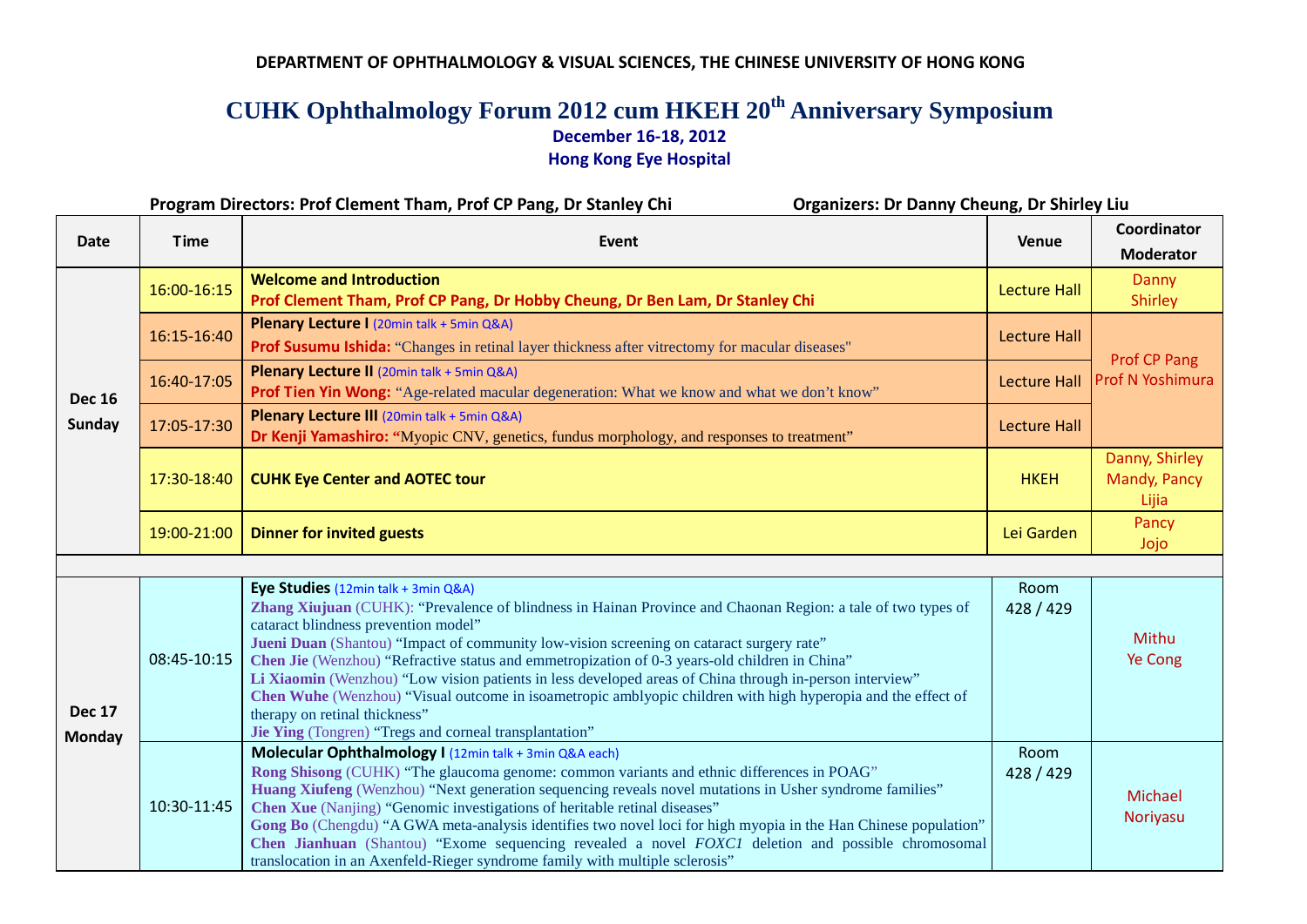**DEPARTMENT OF OPHTHALMOLOGY & VISUAL SCIENCES, THE CHINESE UNIVERSITY OF HONG KONG**

# CUHK Ophthalmology Forum 2012 cum HKEH 20th Anniversary Symposium

**December 16-18, 2012**
**Hong Kong Eye Hospital**

**Program Directors: Prof Clement Tham, Prof CP Pang, Dr Stanley Chi** **Organizers: Dr Danny Cheung, Dr Shirley Liu**

| Date | Time | Event | Venue | Coordinator Moderator |
|---|---|---|---|---|
| Dec 16 Sunday | 16:00-16:15 | **Welcome and Introduction**<br>**Prof Clement Tham, Prof CP Pang, Dr Hobby Cheung, Dr Ben Lam, Dr Stanley Chi** | Lecture Hall | Danny<br>Shirley |
| | 16:15-16:40 | **Plenary Lecture I** (20min talk + 5min Q&A)<br>**Prof Susumu Ishida:** "Changes in retinal layer thickness after vitrectomy for macular diseases" | Lecture Hall | Prof CP Pang<br>Prof N Yoshimura |
| | 16:40-17:05 | **Plenary Lecture II** (20min talk + 5min Q&A)<br>**Prof Tien Yin Wong:** "Age-related macular degeneration: What we know and what we don't know" | Lecture Hall | |
| | 17:05-17:30 | **Plenary Lecture III** (20min talk + 5min Q&A)<br>**Dr Kenji Yamashiro:** "Myopic CNV, genetics, fundus morphology, and responses to treatment" | Lecture Hall | |
| | 17:30-18:40 | **CUHK Eye Center and AOTEC tour** | HKEH | Danny, Shirley<br>Mandy, Pancy<br>Lijia |
| | 19:00-21:00 | **Dinner for invited guests** | Lei Garden | Pancy<br>Jojo |
| | | | | |
| Dec 17 Monday | 08:45-10:15 | **Eye Studies** (12min talk + 3min Q&A)<br>**Zhang Xiujuan** (CUHK): "Prevalence of blindness in Hainan Province and Chaonan Region: a tale of two types of cataract blindness prevention model"<br>**Jueni Duan** (Shantou) "Impact of community low-vision screening on cataract surgery rate"<br>**Chen Jie** (Wenzhou) "Refractive status and emmetropization of 0-3 years-old children in China"<br>**Li Xiaomin** (Wenzhou) "Low vision patients in less developed areas of China through in-person interview"<br>**Chen Wuhe** (Wenzhou) "Visual outcome in isoametropic amblyopic children with high hyperopia and the effect of therapy on retinal thickness"<br>**Jie Ying** (Tongren) "Tregs and corneal transplantation" | Room 428 / 429 | Mithu<br>Ye Cong |
| | 10:30-11:45 | **Molecular Ophthalmology I** (12min talk + 3min Q&A each)<br>**Rong Shisong** (CUHK) "The glaucoma genome: common variants and ethnic differences in POAG"<br>**Huang Xiufeng** (Wenzhou) "Next generation sequencing reveals novel mutations in Usher syndrome families"<br>**Chen Xue** (Nanjing) "Genomic investigations of heritable retinal diseases"<br>**Gong Bo** (Chengdu) "A GWA meta-analysis identifies two novel loci for high myopia in the Han Chinese population"<br>**Chen Jianhuan** (Shantou) "Exome sequencing revealed a novel *FOXC1* deletion and possible chromosomal translocation in an Axenfeld-Rieger syndrome family with multiple sclerosis" | Room 428 / 429 | Michael<br>Noriyasu |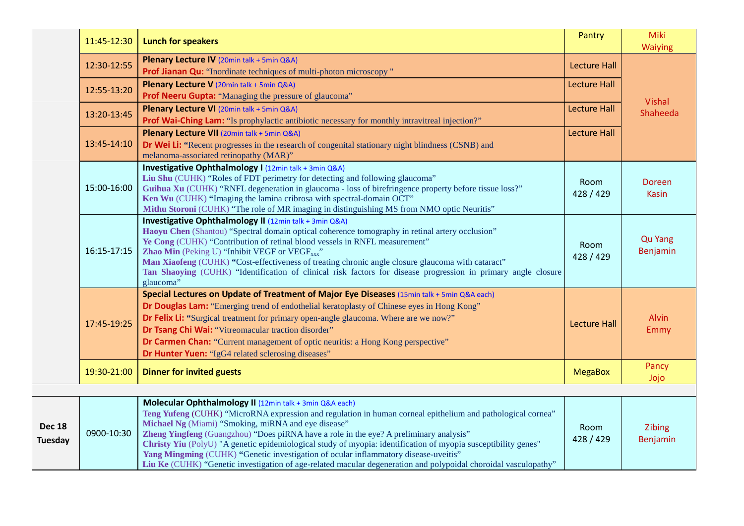| | | | | |
|---|---|---|---|---|
| | 11:45-12:30 | **Lunch for speakers** | Pantry | Miki<br>Waiying |
| | 12:30-12:55 | **Plenary Lecture IV** (20min talk + 5min Q&A)<br>**Prof Jianan Qu:** "Inordinate techniques of multi-photon microscopy " | Lecture Hall | Vishal<br>Shaheeda |
| | 12:55-13:20 | **Plenary Lecture V** (20min talk + 5min Q&A)<br>**Prof Neeru Gupta:** "Managing the pressure of glaucoma" | Lecture Hall | |
| | 13:20-13:45 | **Plenary Lecture VI** (20min talk + 5min Q&A)<br>**Prof Wai-Ching Lam:** "Is prophylactic antibiotic necessary for monthly intravitreal injection?" | Lecture Hall | |
| | 13:45-14:10 | **Plenary Lecture VII** (20min talk + 5min Q&A)<br>**Dr Wei Li:** "Recent progresses in the research of congenital stationary night blindness (CSNB) and melanoma-associated retinopathy (MAR)" | Lecture Hall | |
| | 15:00-16:00 | **Investigative Ophthalmology I** (12min talk + 3min Q&A)<br>**Liu Shu** (CUHK) "Roles of FDT perimetry for detecting and following glaucoma"<br>**Guihua Xu** (CUHK) "RNFL degeneration in glaucoma - loss of birefringence property before tissue loss?"<br>**Ken Wu** (CUHK) "Imaging the lamina cribrosa with spectral-domain OCT"<br>**Mithu Storoni** (CUHK) "The role of MR imaging in distinguishing MS from NMO optic Neuritis" | Room<br>428 / 429 | Doreen<br>Kasin |
| | 16:15-17:15 | **Investigative Ophthalmology II** (12min talk + 3min Q&A)<br>**Haoyu Chen** (Shantou) "Spectral domain optical coherence tomography in retinal artery occlusion"<br>**Ye Cong** (CUHK) "Contribution of retinal blood vessels in RNFL measurement"<br>**Zhao Min** (Peking U) "Inhibit VEGF or $VEGF_{xxx}$"<br>**Man Xiaofeng** (CUHK) "Cost-effectiveness of treating chronic angle closure glaucoma with cataract"<br>**Tan Shaoying** (CUHK) "Identification of clinical risk factors for disease progression in primary angle closure glaucoma" | Room<br>428 / 429 | Qu Yang<br>Benjamin |
| | 17:45-19:25 | **Special Lectures on Update of Treatment of Major Eye Diseases** (15min talk + 5min Q&A each)<br>**Dr Douglas Lam:** "Emerging trend of endothelial keratoplasty of Chinese eyes in Hong Kong"<br>**Dr Felix Li:** "Surgical treatment for primary open-angle glaucoma. Where are we now?"<br>**Dr Tsang Chi Wai:** "Vitreomacular traction disorder"<br>**Dr Carmen Chan:** "Current management of optic neuritis: a Hong Kong perspective"<br>**Dr Hunter Yuen:** "IgG4 related sclerosing diseases" | Lecture Hall | Alvin<br>Emmy |
| | 19:30-21:00 | **Dinner for invited guests** | MegaBox | Pancy<br>Jojo |
| | | | | |
| **Dec 18 Tuesday** | 0900-10:30 | **Molecular Ophthalmology II** (12min talk + 3min Q&A each)<br>**Teng Yufeng** (CUHK) "MicroRNA expression and regulation in human corneal epithelium and pathological cornea"<br>**Michael Ng** (Miami) "Smoking, miRNA and eye disease"<br>**Zheng Yingfeng** (Guangzhou) "Does piRNA have a role in the eye? A preliminary analysis"<br>**Christy Yiu** (PolyU) "A genetic epidemiological study of myopia: identification of myopia susceptibility genes"<br>**Yang Mingming** (CUHK) "Genetic investigation of ocular inflammatory disease-uveitis"<br>**Liu Ke** (CUHK) "Genetic investigation of age-related macular degeneration and polypoidal choroidal vasculopathy" | Room<br>428 / 429 | Zibing<br>Benjamin |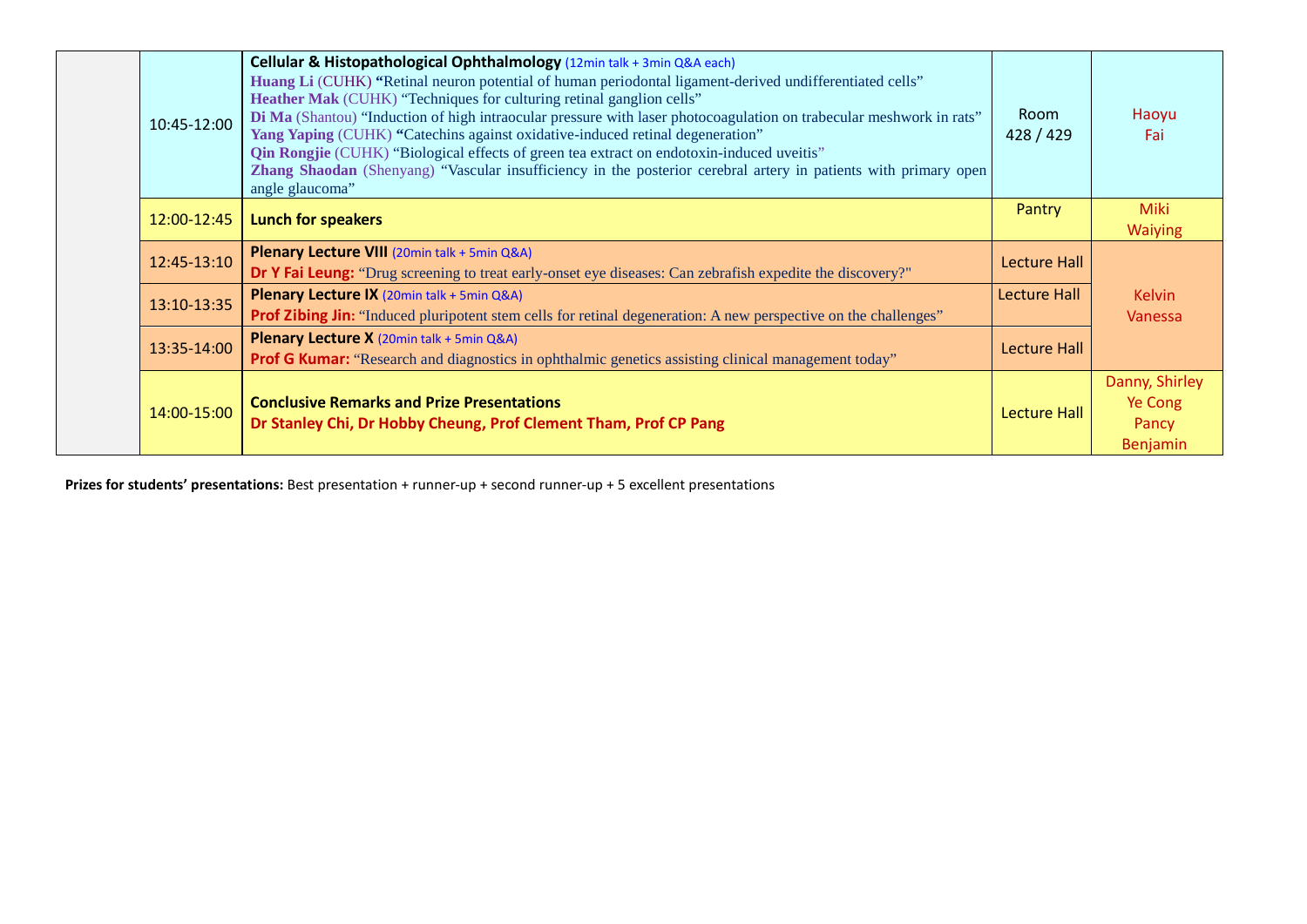| | | | | |
|---|---|---|---|---|
| | 10:45-12:00 | **Cellular & Histopathological Ophthalmology** (12min talk + 3min Q&A each)<br>**Huang Li** (CUHK) **"**Retinal neuron potential of human periodontal ligament-derived undifferentiated cells"<br>**Heather Mak** (CUHK) "Techniques for culturing retinal ganglion cells"<br>**Di Ma** (Shantou) "Induction of high intraocular pressure with laser photocoagulation on trabecular meshwork in rats"<br>**Yang Yaping** (CUHK) **"**Catechins against oxidative-induced retinal degeneration"<br>**Qin Rongjie** (CUHK) "Biological effects of green tea extract on endotoxin-induced uveitis"<br>**Zhang Shaodan** (Shenyang) "Vascular insufficiency in the posterior cerebral artery in patients with primary open angle glaucoma" | Room 428 / 429 | Haoyu<br>Fai |
| | 12:00-12:45 | **Lunch for speakers** | Pantry | Miki<br>Waiying |
| | 12:45-13:10 | **Plenary Lecture VIII** (20min talk + 5min Q&A)<br>**Dr Y Fai Leung:** "Drug screening to treat early-onset eye diseases: Can zebrafish expedite the discovery?" | Lecture Hall | Kelvin<br>Vanessa |
| | 13:10-13:35 | **Plenary Lecture IX** (20min talk + 5min Q&A)<br>**Prof Zibing Jin:** "Induced pluripotent stem cells for retinal degeneration: A new perspective on the challenges" | Lecture Hall | |
| | 13:35-14:00 | **Plenary Lecture X** (20min talk + 5min Q&A)<br>**Prof G Kumar:** "Research and diagnostics in ophthalmic genetics assisting clinical management today" | Lecture Hall | |
| | 14:00-15:00 | **Conclusive Remarks and Prize Presentations**<br>**Dr Stanley Chi, Dr Hobby Cheung, Prof Clement Tham, Prof CP Pang** | Lecture Hall | Danny, Shirley<br>Ye Cong<br>Pancy<br>Benjamin |

**Prizes for students' presentations:** Best presentation + runner-up + second runner-up + 5 excellent presentations